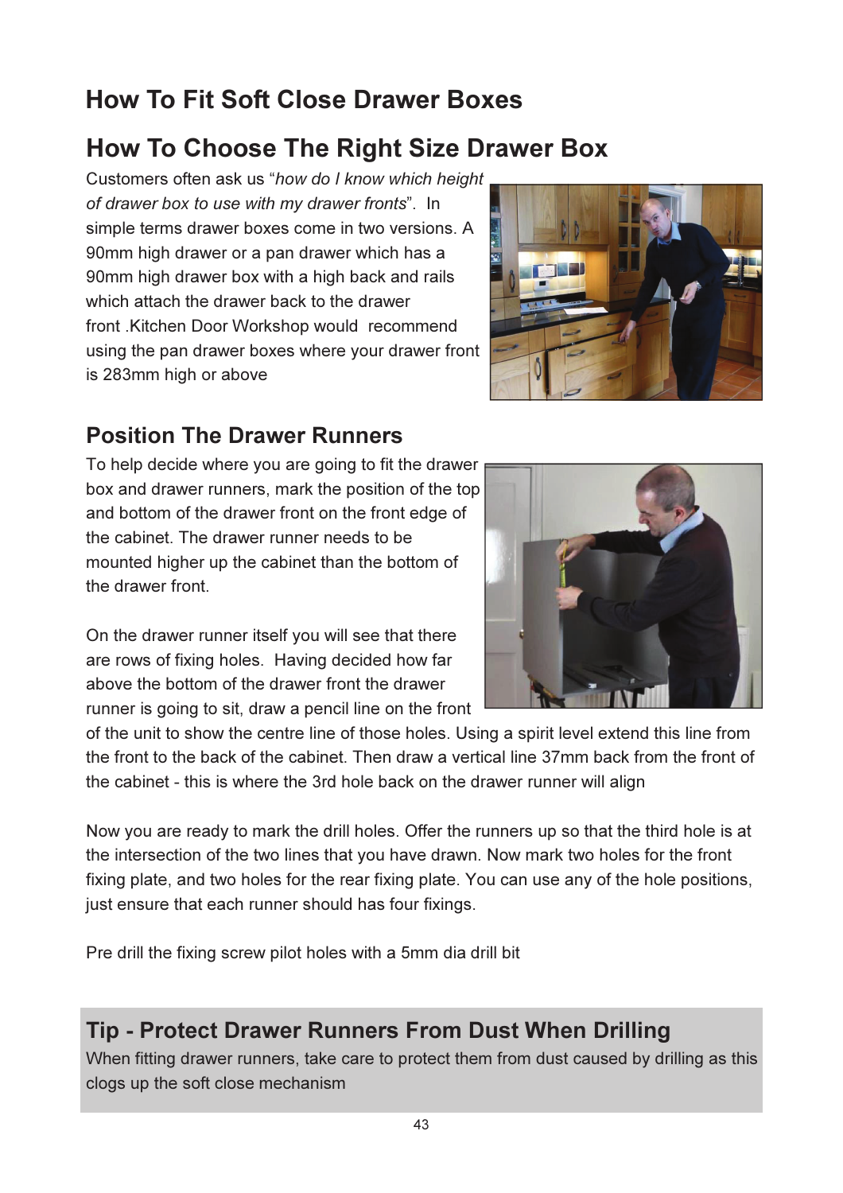# How To Fit Soft Close Drawer Boxes

## How To Choose The Right Size Drawer Box

Customers often ask us "*how do I know which height of drawer box to use with my drawer fronts*". In simple terms drawer boxes come in two versions. A 90mm high drawer or a pan drawer which has a 90mm high drawer box with a high back and rails which attach the drawer back to the drawer front .Kitchen Door Workshop would recommend using the pan drawer boxes where your drawer front is 283mm high or above

### Position The Drawer Runners

To help decide where you are going to fit the drawer box and drawer runners, mark the position of the top and bottom of the drawer front on the front edge of the cabinet. The drawer runner needs to be mounted higher up the cabinet than the bottom of the drawer front.

On the drawer runner itself you will see that there are rows of fixing holes. Having decided how far above the bottom of the drawer front the drawer runner is going to sit, draw a pencil line on the front of the unit to show the centre line of those holes. Using a spirit level extend this line from the front to the back of the cabinet. Then draw a vertical line 37mm back from the front of the cabinet - this is where the 3rd hole back on the drawer runner will align

Now you are ready to mark the drill holes. Offer the runners up so that the third hole is at the intersection of the two lines that you have drawn. Now mark two holes for the front fixing plate, and two holes for the rear fixing plate. You can use any of the hole positions, just ensure that each runner should has four fixings.

Pre drill the fixing screw pilot holes with a 5mm dia drill bit

### Tip - Protect Drawer Runners From Dust When Drilling

When fitting drawer runners, take care to protect them from dust caused by drilling as this clogs up the soft close mechanism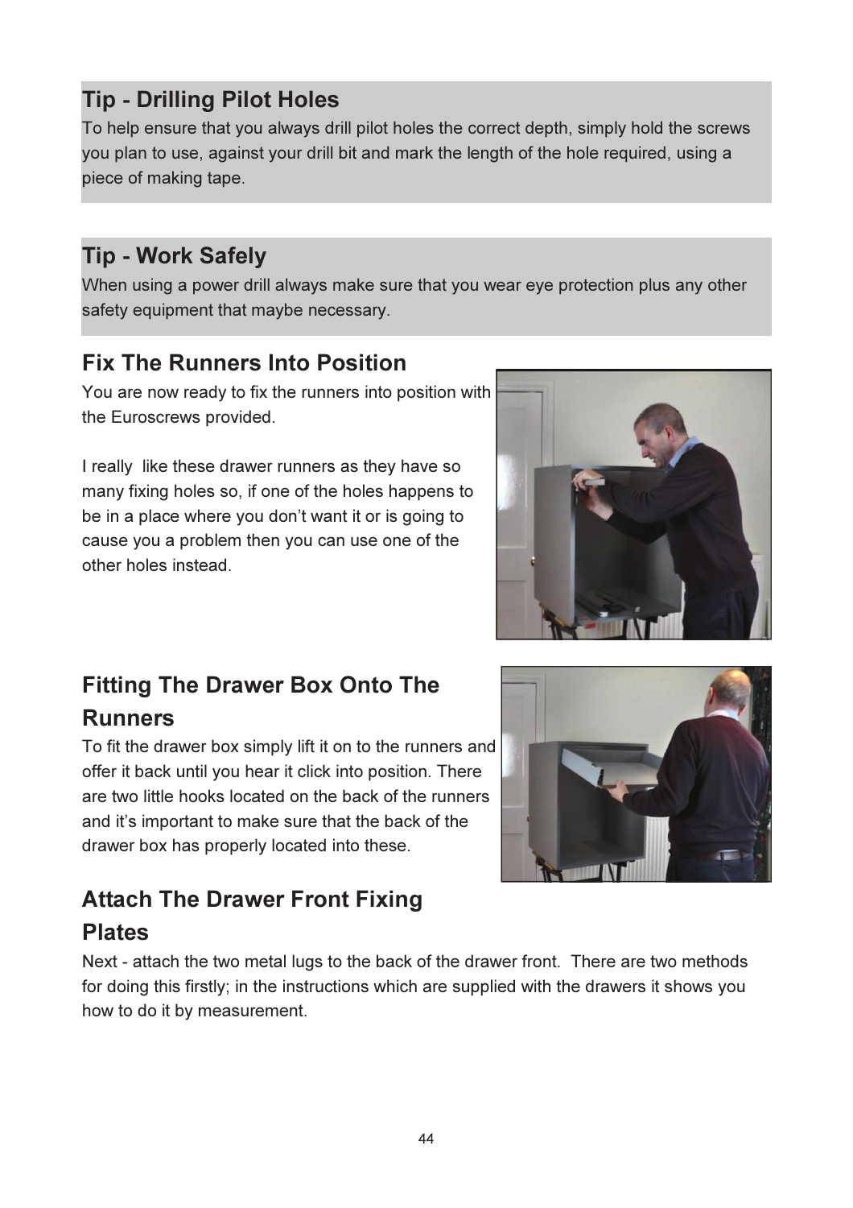## Tip - Drilling Pilot Holes

To help ensure that you always drill pilot holes the correct depth, simply hold the screws you plan to use, against your drill bit and mark the length of the hole required, using a piece of making tape.

## Tip - Work Safely

When using a power drill always make sure that you wear eye protection plus any other safety equipment that maybe necessary.

## Fix The Runners Into Position

You are now ready to fix the runners into position with the Euroscrews provided.

I really like these drawer runners as they have so many fixing holes so, if one of the holes happens to be in a place where you don't want it or is going to cause you a problem then you can use one of the other holes instead.

## Fitting The Drawer Box Onto The Runners

To fit the drawer box simply lift it on to the runners and offer it back until you hear it click into position. There are two little hooks located on the back of the runners and it's important to make sure that the back of the drawer box has properly located into these.

## Attach The Drawer Front Fixing Plates

Next - attach the two metal lugs to the back of the drawer front. There are two methods for doing this firstly; in the instructions which are supplied with the drawers it shows you how to do it by measurement.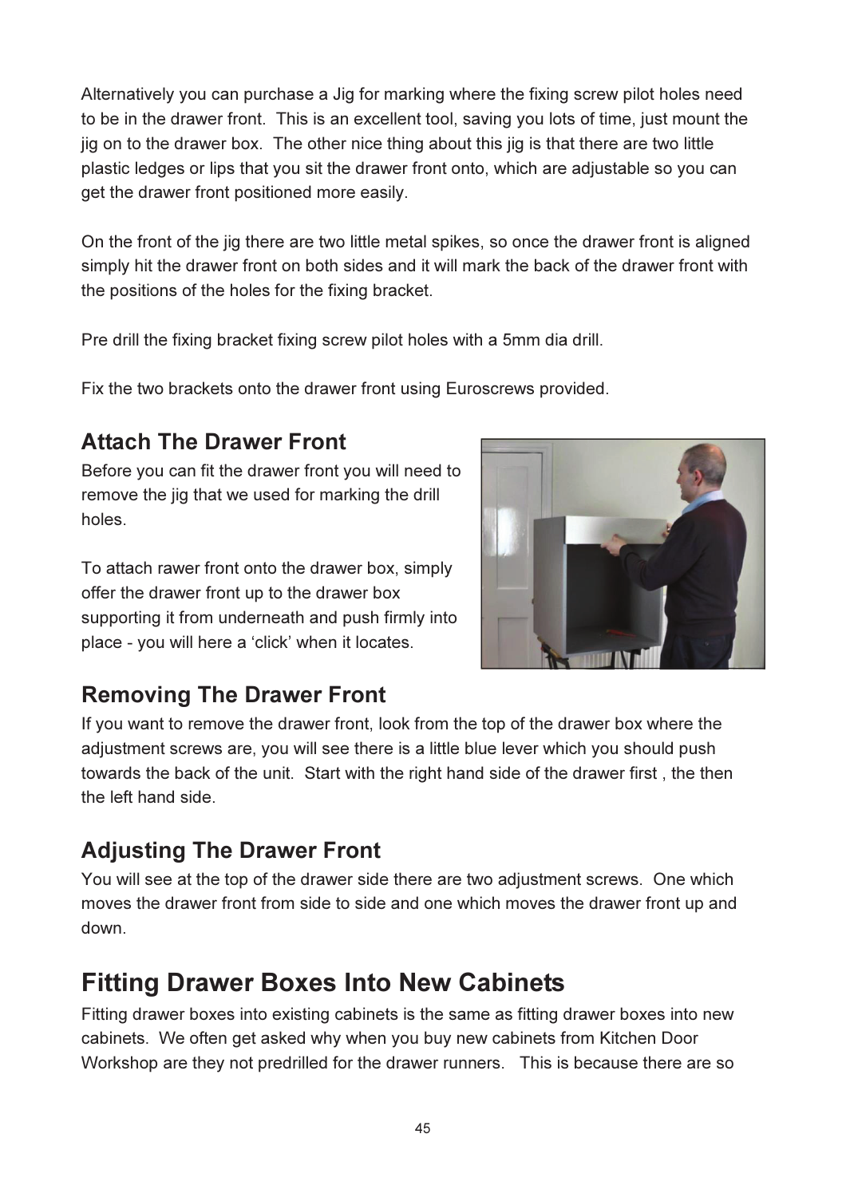Alternatively you can purchase a Jig for marking where the fixing screw pilot holes need to be in the drawer front. This is an excellent tool, saving you lots of time, just mount the jig on to the drawer box. The other nice thing about this jig is that there are two little plastic ledges or lips that you sit the drawer front onto, which are adjustable so you can get the drawer front positioned more easily.

On the front of the jig there are two little metal spikes, so once the drawer front is aligned simply hit the drawer front on both sides and it will mark the back of the drawer front with the positions of the holes for the fixing bracket.

Pre drill the fixing bracket fixing screw pilot holes with a 5mm dia drill.

Fix the two brackets onto the drawer front using Euroscrews provided.

### Attach The Drawer Front

Before you can fit the drawer front you will need to remove the jig that we used for marking the drill holes.

To attach rawer front onto the drawer box, simply offer the drawer front up to the drawer box supporting it from underneath and push firmly into place - you will here a 'click' when it locates.

### Removing The Drawer Front

If you want to remove the drawer front, look from the top of the drawer box where the adjustment screws are, you will see there is a little blue lever which you should push towards the back of the unit. Start with the right hand side of the drawer first , the then the left hand side.

### Adjusting The Drawer Front

You will see at the top of the drawer side there are two adjustment screws. One which moves the drawer front from side to side and one which moves the drawer front up and down.

## Fitting Drawer Boxes Into New Cabinets

Fitting drawer boxes into existing cabinets is the same as fitting drawer boxes into new cabinets. We often get asked why when you buy new cabinets from Kitchen Door Workshop are they not predrilled for the drawer runners. This is because there are so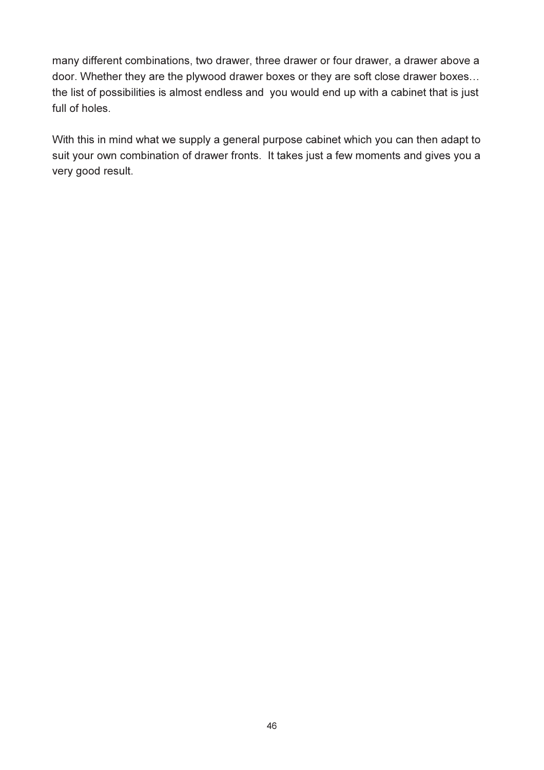many different combinations, two drawer, three drawer or four drawer, a drawer above a door. Whether they are the plywood drawer boxes or they are soft close drawer boxes… the list of possibilities is almost endless and  you would end up with a cabinet that is just full of holes.

With this in mind what we supply a general purpose cabinet which you can then adapt to suit your own combination of drawer fronts.  It takes just a few moments and gives you a very good result.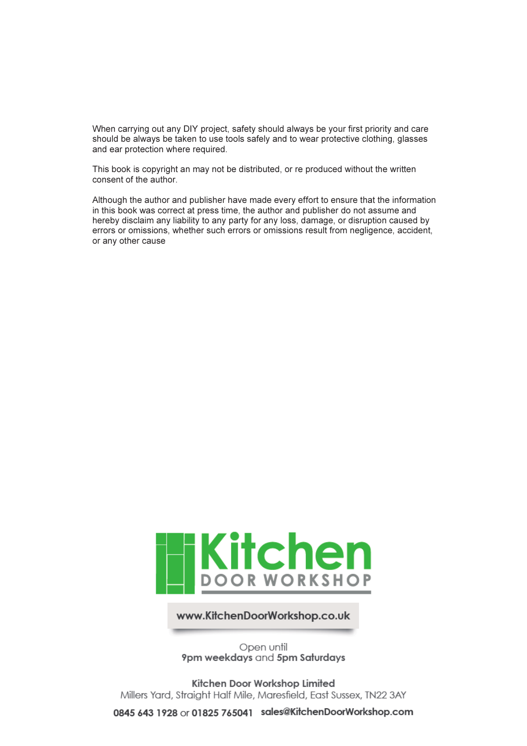When carrying out any DIY project, safety should always be your first priority and care should be always be taken to use tools safely and to wear protective clothing, glasses and ear protection where required.

This book is copyright an may not be distributed, or re produced without the written consent of the author.

Although the author and publisher have made every effort to ensure that the information in this book was correct at press time, the author and publisher do not assume and hereby disclaim any liability to any party for any loss, damage, or disruption caused by errors or omissions, whether such errors or omissions result from negligence, accident, or any other cause

Kitchen DOOR WORKSHOP

www.KitchenDoorWorkshop.co.uk

Open until
**9pm weekdays** and **5pm Saturdays**

**Kitchen Door Workshop Limited**
Millers Yard, Straight Half Mile, Maresfield, East Sussex, TN22 3AY

**0845 643 1928** or **01825 765041** **sales@KitchenDoorWorkshop.com**